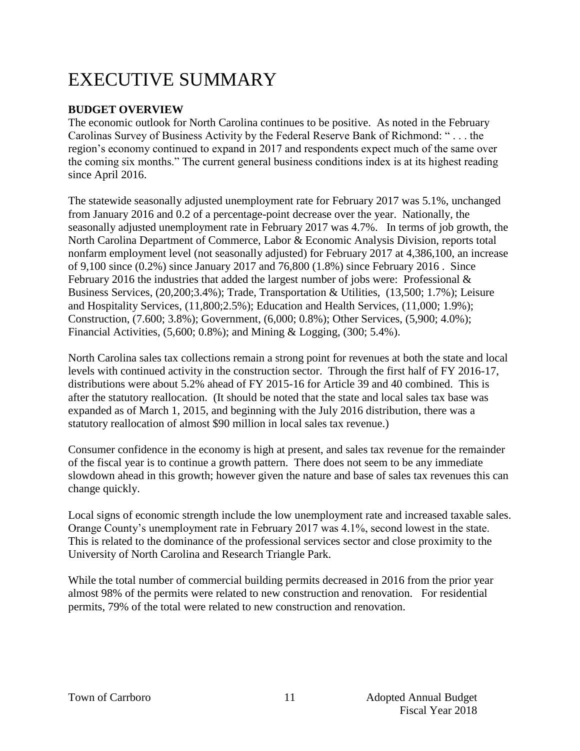# EXECUTIVE SUMMARY

**BUDGET OVERVIEW**

The economic outlook for North Carolina continues to be positive. As noted in the February Carolinas Survey of Business Activity by the Federal Reserve Bank of Richmond: " . . . the region's economy continued to expand in 2017 and respondents expect much of the same over the coming six months." The current general business conditions index is at its highest reading since April 2016.

The statewide seasonally adjusted unemployment rate for February 2017 was 5.1%, unchanged from January 2016 and 0.2 of a percentage-point decrease over the year. Nationally, the seasonally adjusted unemployment rate in February 2017 was 4.7%. In terms of job growth, the North Carolina Department of Commerce, Labor & Economic Analysis Division, reports total nonfarm employment level (not seasonally adjusted) for February 2017 at 4,386,100, an increase of 9,100 since (0.2%) since January 2017 and 76,800 (1.8%) since February 2016 . Since February 2016 the industries that added the largest number of jobs were: Professional & Business Services, (20,200;3.4%); Trade, Transportation & Utilities, (13,500; 1.7%); Leisure and Hospitality Services, (11,800;2.5%); Education and Health Services, (11,000; 1.9%); Construction, (7.600; 3.8%); Government, (6,000; 0.8%); Other Services, (5,900; 4.0%); Financial Activities, (5,600; 0.8%); and Mining & Logging, (300; 5.4%).

North Carolina sales tax collections remain a strong point for revenues at both the state and local levels with continued activity in the construction sector. Through the first half of FY 2016-17, distributions were about 5.2% ahead of FY 2015-16 for Article 39 and 40 combined. This is after the statutory reallocation. (It should be noted that the state and local sales tax base was expanded as of March 1, 2015, and beginning with the July 2016 distribution, there was a statutory reallocation of almost $90 million in local sales tax revenue.)

Consumer confidence in the economy is high at present, and sales tax revenue for the remainder of the fiscal year is to continue a growth pattern. There does not seem to be any immediate slowdown ahead in this growth; however given the nature and base of sales tax revenues this can change quickly.

Local signs of economic strength include the low unemployment rate and increased taxable sales. Orange County's unemployment rate in February 2017 was 4.1%, second lowest in the state. This is related to the dominance of the professional services sector and close proximity to the University of North Carolina and Research Triangle Park.

While the total number of commercial building permits decreased in 2016 from the prior year almost 98% of the permits were related to new construction and renovation. For residential permits, 79% of the total were related to new construction and renovation.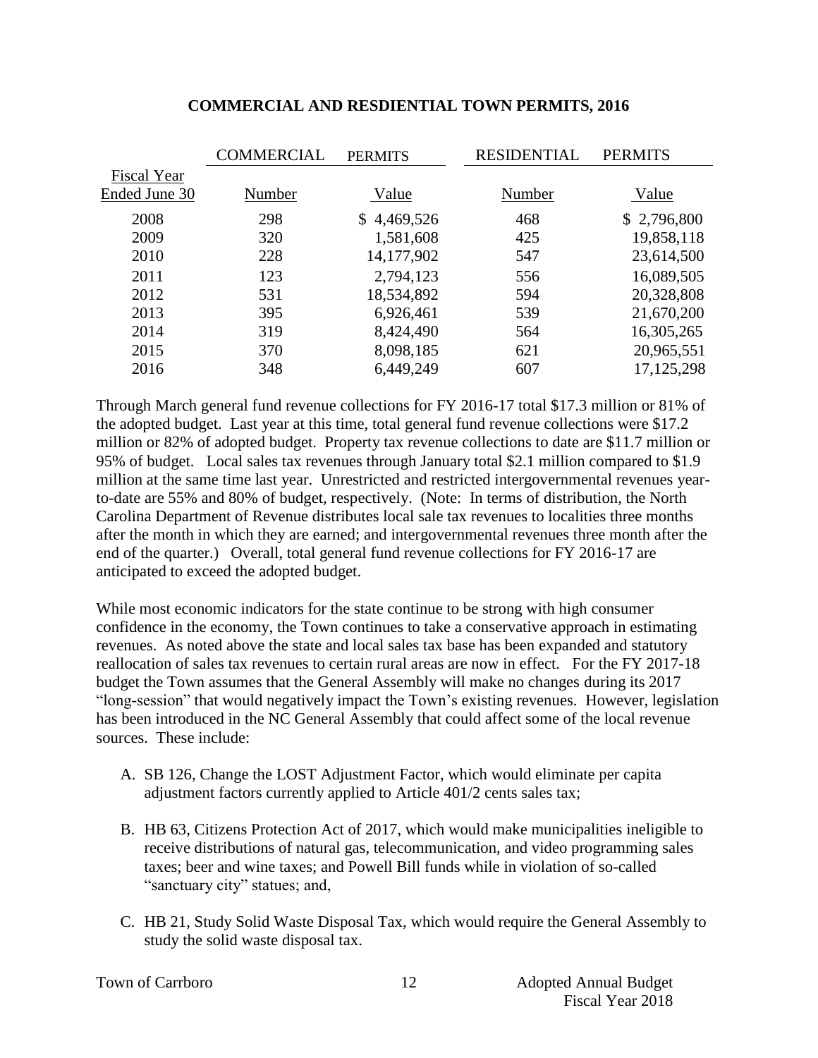## COMMERCIAL AND RESDIENTIAL TOWN PERMITS, 2016

| Fiscal Year Ended June 30 | COMMERCIAL PERMITS Number | Value | RESIDENTIAL PERMITS Number | Value |
|---|---|---|---|---|
| 2008 | 298 | $ 4,469,526 | 468 | $ 2,796,800 |
| 2009 | 320 | 1,581,608 | 425 | 19,858,118 |
| 2010 | 228 | 14,177,902 | 547 | 23,614,500 |
| 2011 | 123 | 2,794,123 | 556 | 16,089,505 |
| 2012 | 531 | 18,534,892 | 594 | 20,328,808 |
| 2013 | 395 | 6,926,461 | 539 | 21,670,200 |
| 2014 | 319 | 8,424,490 | 564 | 16,305,265 |
| 2015 | 370 | 8,098,185 | 621 | 20,965,551 |
| 2016 | 348 | 6,449,249 | 607 | 17,125,298 |

Through March general fund revenue collections for FY 2016-17 total $17.3 million or 81% of the adopted budget. Last year at this time, total general fund revenue collections were $17.2 million or 82% of adopted budget. Property tax revenue collections to date are $11.7 million or 95% of budget. Local sales tax revenues through January total $2.1 million compared to $1.9 million at the same time last year. Unrestricted and restricted intergovernmental revenues year-to-date are 55% and 80% of budget, respectively. (Note: In terms of distribution, the North Carolina Department of Revenue distributes local sale tax revenues to localities three months after the month in which they are earned; and intergovernmental revenues three month after the end of the quarter.) Overall, total general fund revenue collections for FY 2016-17 are anticipated to exceed the adopted budget.

While most economic indicators for the state continue to be strong with high consumer confidence in the economy, the Town continues to take a conservative approach in estimating revenues. As noted above the state and local sales tax base has been expanded and statutory reallocation of sales tax revenues to certain rural areas are now in effect. For the FY 2017-18 budget the Town assumes that the General Assembly will make no changes during its 2017 "long-session" that would negatively impact the Town's existing revenues. However, legislation has been introduced in the NC General Assembly that could affect some of the local revenue sources. These include:

A. SB 126, Change the LOST Adjustment Factor, which would eliminate per capita adjustment factors currently applied to Article 401/2 cents sales tax;

B. HB 63, Citizens Protection Act of 2017, which would make municipalities ineligible to receive distributions of natural gas, telecommunication, and video programming sales taxes; beer and wine taxes; and Powell Bill funds while in violation of so-called "sanctuary city" statues; and,

C. HB 21, Study Solid Waste Disposal Tax, which would require the General Assembly to study the solid waste disposal tax.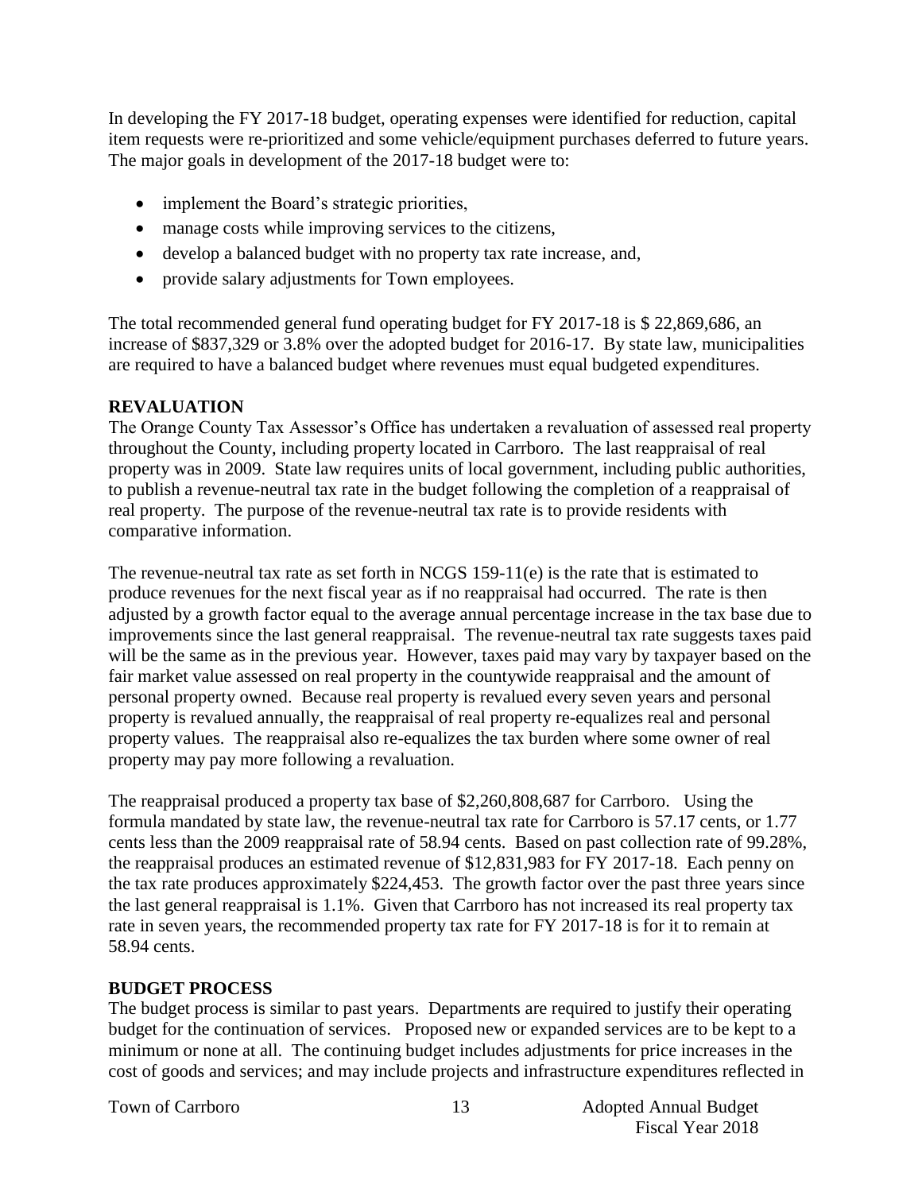In developing the FY 2017-18 budget, operating expenses were identified for reduction, capital item requests were re-prioritized and some vehicle/equipment purchases deferred to future years. The major goals in development of the 2017-18 budget were to:

- implement the Board's strategic priorities,
- manage costs while improving services to the citizens,
- develop a balanced budget with no property tax rate increase, and,
- provide salary adjustments for Town employees.

The total recommended general fund operating budget for FY 2017-18 is $ 22,869,686, an increase of $837,329 or 3.8% over the adopted budget for 2016-17. By state law, municipalities are required to have a balanced budget where revenues must equal budgeted expenditures.

**REVALUATION**

The Orange County Tax Assessor's Office has undertaken a revaluation of assessed real property throughout the County, including property located in Carrboro. The last reappraisal of real property was in 2009. State law requires units of local government, including public authorities, to publish a revenue-neutral tax rate in the budget following the completion of a reappraisal of real property. The purpose of the revenue-neutral tax rate is to provide residents with comparative information.

The revenue-neutral tax rate as set forth in NCGS 159-11(e) is the rate that is estimated to produce revenues for the next fiscal year as if no reappraisal had occurred. The rate is then adjusted by a growth factor equal to the average annual percentage increase in the tax base due to improvements since the last general reappraisal. The revenue-neutral tax rate suggests taxes paid will be the same as in the previous year. However, taxes paid may vary by taxpayer based on the fair market value assessed on real property in the countywide reappraisal and the amount of personal property owned. Because real property is revalued every seven years and personal property is revalued annually, the reappraisal of real property re-equalizes real and personal property values. The reappraisal also re-equalizes the tax burden where some owner of real property may pay more following a revaluation.

The reappraisal produced a property tax base of $2,260,808,687 for Carrboro. Using the formula mandated by state law, the revenue-neutral tax rate for Carrboro is 57.17 cents, or 1.77 cents less than the 2009 reappraisal rate of 58.94 cents. Based on past collection rate of 99.28%, the reappraisal produces an estimated revenue of $12,831,983 for FY 2017-18. Each penny on the tax rate produces approximately $224,453. The growth factor over the past three years since the last general reappraisal is 1.1%. Given that Carrboro has not increased its real property tax rate in seven years, the recommended property tax rate for FY 2017-18 is for it to remain at 58.94 cents.

**BUDGET PROCESS**

The budget process is similar to past years. Departments are required to justify their operating budget for the continuation of services. Proposed new or expanded services are to be kept to a minimum or none at all. The continuing budget includes adjustments for price increases in the cost of goods and services; and may include projects and infrastructure expenditures reflected in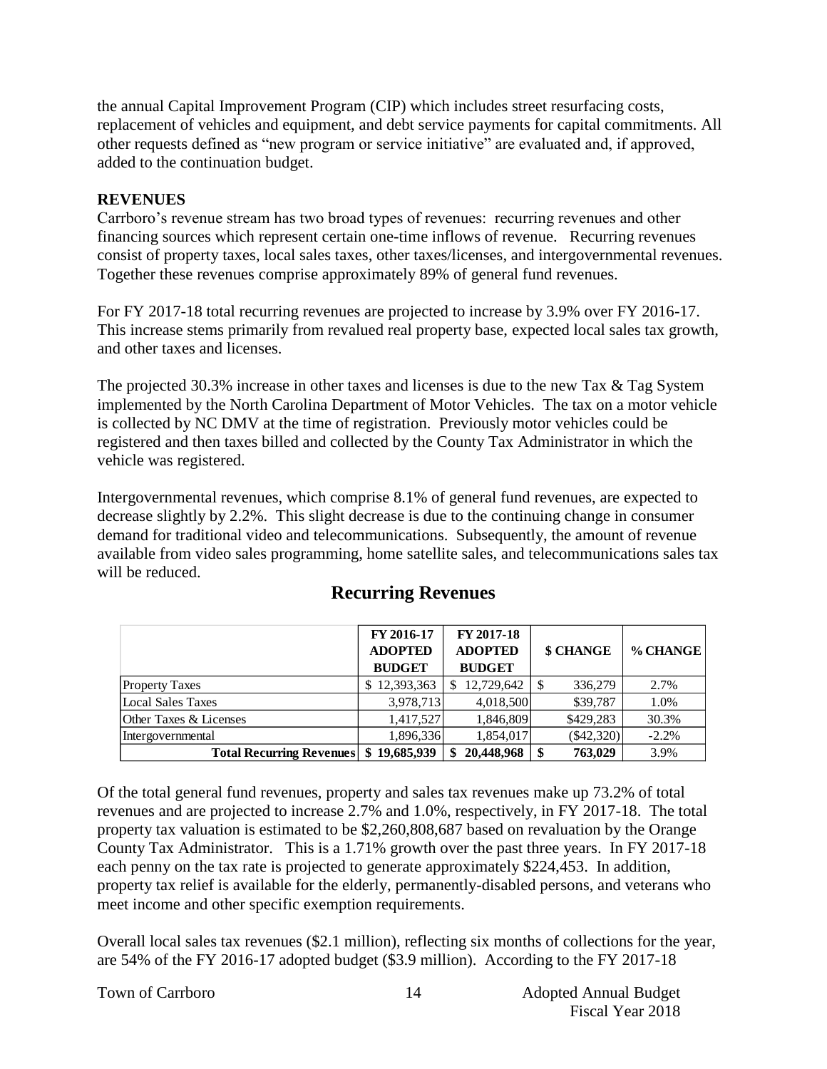the annual Capital Improvement Program (CIP) which includes street resurfacing costs, replacement of vehicles and equipment, and debt service payments for capital commitments. All other requests defined as "new program or service initiative" are evaluated and, if approved, added to the continuation budget.

## REVENUES

Carrboro's revenue stream has two broad types of revenues: recurring revenues and other financing sources which represent certain one-time inflows of revenue. Recurring revenues consist of property taxes, local sales taxes, other taxes/licenses, and intergovernmental revenues. Together these revenues comprise approximately 89% of general fund revenues.

For FY 2017-18 total recurring revenues are projected to increase by 3.9% over FY 2016-17. This increase stems primarily from revalued real property base, expected local sales tax growth, and other taxes and licenses.

The projected 30.3% increase in other taxes and licenses is due to the new Tax & Tag System implemented by the North Carolina Department of Motor Vehicles. The tax on a motor vehicle is collected by NC DMV at the time of registration. Previously motor vehicles could be registered and then taxes billed and collected by the County Tax Administrator in which the vehicle was registered.

Intergovernmental revenues, which comprise 8.1% of general fund revenues, are expected to decrease slightly by 2.2%. This slight decrease is due to the continuing change in consumer demand for traditional video and telecommunications. Subsequently, the amount of revenue available from video sales programming, home satellite sales, and telecommunications sales tax will be reduced.

### Recurring Revenues

| | FY 2016-17 ADOPTED BUDGET | FY 2017-18 ADOPTED BUDGET | $ CHANGE | % CHANGE |
|---|---|---|---|---|
| Property Taxes | $ 12,393,363 | $ 12,729,642 | $ 336,279 | 2.7% |
| Local Sales Taxes | 3,978,713 | 4,018,500 | $39,787 | 1.0% |
| Other Taxes & Licenses | 1,417,527 | 1,846,809 | $429,283 | 30.3% |
| Intergovernmental | 1,896,336 | 1,854,017 | ($42,320) | -2.2% |
| **Total Recurring Revenues** | **$ 19,685,939** | **$ 20,448,968** | **$ 763,029** | 3.9% |

Of the total general fund revenues, property and sales tax revenues make up 73.2% of total revenues and are projected to increase 2.7% and 1.0%, respectively, in FY 2017-18. The total property tax valuation is estimated to be $2,260,808,687 based on revaluation by the Orange County Tax Administrator. This is a 1.71% growth over the past three years. In FY 2017-18 each penny on the tax rate is projected to generate approximately $224,453. In addition, property tax relief is available for the elderly, permanently-disabled persons, and veterans who meet income and other specific exemption requirements.

Overall local sales tax revenues ($2.1 million), reflecting six months of collections for the year, are 54% of the FY 2016-17 adopted budget ($3.9 million). According to the FY 2017-18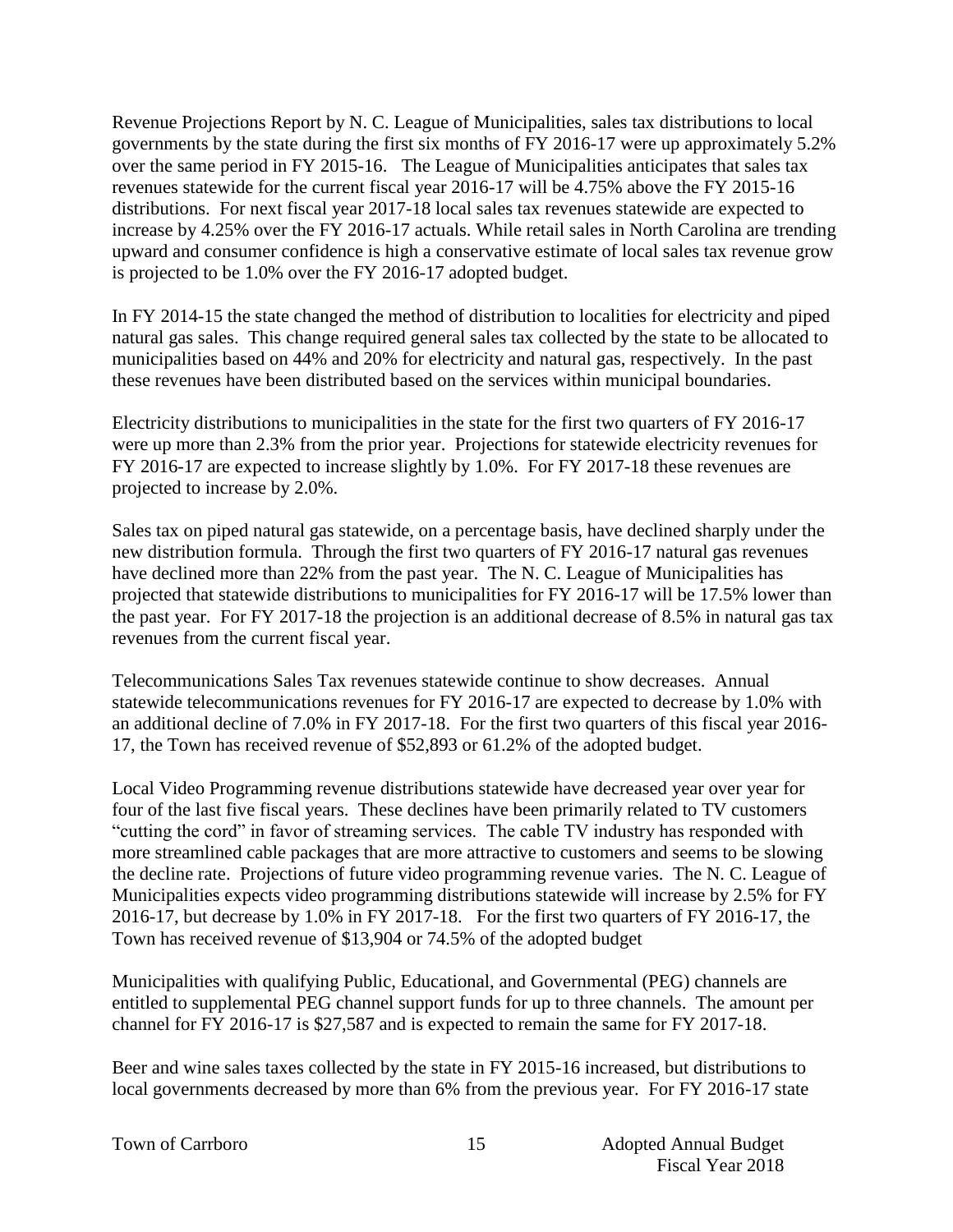Revenue Projections Report by N. C. League of Municipalities, sales tax distributions to local governments by the state during the first six months of FY 2016-17 were up approximately 5.2% over the same period in FY 2015-16. The League of Municipalities anticipates that sales tax revenues statewide for the current fiscal year 2016-17 will be 4.75% above the FY 2015-16 distributions. For next fiscal year 2017-18 local sales tax revenues statewide are expected to increase by 4.25% over the FY 2016-17 actuals. While retail sales in North Carolina are trending upward and consumer confidence is high a conservative estimate of local sales tax revenue grow is projected to be 1.0% over the FY 2016-17 adopted budget.

In FY 2014-15 the state changed the method of distribution to localities for electricity and piped natural gas sales. This change required general sales tax collected by the state to be allocated to municipalities based on 44% and 20% for electricity and natural gas, respectively. In the past these revenues have been distributed based on the services within municipal boundaries.

Electricity distributions to municipalities in the state for the first two quarters of FY 2016-17 were up more than 2.3% from the prior year. Projections for statewide electricity revenues for FY 2016-17 are expected to increase slightly by 1.0%. For FY 2017-18 these revenues are projected to increase by 2.0%.

Sales tax on piped natural gas statewide, on a percentage basis, have declined sharply under the new distribution formula. Through the first two quarters of FY 2016-17 natural gas revenues have declined more than 22% from the past year. The N. C. League of Municipalities has projected that statewide distributions to municipalities for FY 2016-17 will be 17.5% lower than the past year. For FY 2017-18 the projection is an additional decrease of 8.5% in natural gas tax revenues from the current fiscal year.

Telecommunications Sales Tax revenues statewide continue to show decreases. Annual statewide telecommunications revenues for FY 2016-17 are expected to decrease by 1.0% with an additional decline of 7.0% in FY 2017-18. For the first two quarters of this fiscal year 2016-17, the Town has received revenue of $52,893 or 61.2% of the adopted budget.

Local Video Programming revenue distributions statewide have decreased year over year for four of the last five fiscal years. These declines have been primarily related to TV customers "cutting the cord" in favor of streaming services. The cable TV industry has responded with more streamlined cable packages that are more attractive to customers and seems to be slowing the decline rate. Projections of future video programming revenue varies. The N. C. League of Municipalities expects video programming distributions statewide will increase by 2.5% for FY 2016-17, but decrease by 1.0% in FY 2017-18. For the first two quarters of FY 2016-17, the Town has received revenue of $13,904 or 74.5% of the adopted budget

Municipalities with qualifying Public, Educational, and Governmental (PEG) channels are entitled to supplemental PEG channel support funds for up to three channels. The amount per channel for FY 2016-17 is $27,587 and is expected to remain the same for FY 2017-18.

Beer and wine sales taxes collected by the state in FY 2015-16 increased, but distributions to local governments decreased by more than 6% from the previous year. For FY 2016-17 state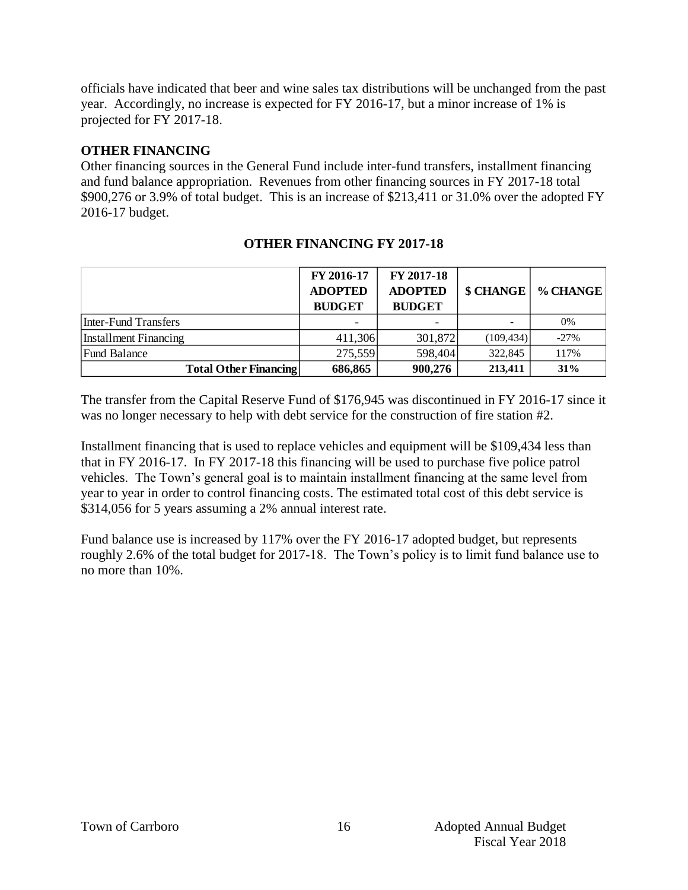officials have indicated that beer and wine sales tax distributions will be unchanged from the past year. Accordingly, no increase is expected for FY 2016-17, but a minor increase of 1% is projected for FY 2017-18.

## OTHER FINANCING

Other financing sources in the General Fund include inter-fund transfers, installment financing and fund balance appropriation. Revenues from other financing sources in FY 2017-18 total $900,276 or 3.9% of total budget. This is an increase of $213,411 or 31.0% over the adopted FY 2016-17 budget.

### OTHER FINANCING FY 2017-18

| | FY 2016-17 ADOPTED BUDGET | FY 2017-18 ADOPTED BUDGET | $ CHANGE | % CHANGE |
|---|---|---|---|---|
| Inter-Fund Transfers | - | - | - | 0% |
| Installment Financing | 411,306 | 301,872 | (109,434) | -27% |
| Fund Balance | 275,559 | 598,404 | 322,845 | 117% |
| **Total Other Financing** | **686,865** | **900,276** | **213,411** | **31%** |

The transfer from the Capital Reserve Fund of $176,945 was discontinued in FY 2016-17 since it was no longer necessary to help with debt service for the construction of fire station #2.

Installment financing that is used to replace vehicles and equipment will be $109,434 less than that in FY 2016-17. In FY 2017-18 this financing will be used to purchase five police patrol vehicles. The Town's general goal is to maintain installment financing at the same level from year to year in order to control financing costs. The estimated total cost of this debt service is $314,056 for 5 years assuming a 2% annual interest rate.

Fund balance use is increased by 117% over the FY 2016-17 adopted budget, but represents roughly 2.6% of the total budget for 2017-18. The Town's policy is to limit fund balance use to no more than 10%.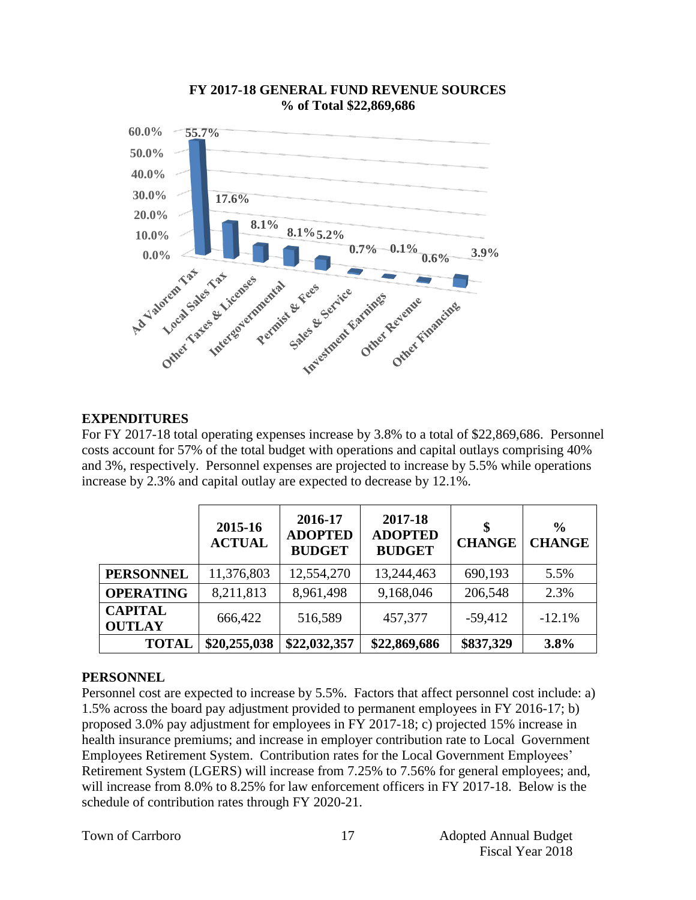**FY 2017-18 GENERAL FUND REVENUE SOURCES**
**% of Total $22,869,686**

| Source | % of Total |
|---|---|
| Ad Valorem Tax | 55.7% |
| Local Sales Tax | 17.6% |
| Other Taxes & Licenses | 8.1% |
| Intergovernmental | 8.1% |
| Permit & Fees | 5.2% |
| Sales & Service | 0.7% |
| Investment Earnings | 0.1% |
| Other Revenue | 0.6% |
| Other Financing | 3.9% |

## EXPENDITURES

For FY 2017-18 total operating expenses increase by 3.8% to a total of $22,869,686. Personnel costs account for 57% of the total budget with operations and capital outlays comprising 40% and 3%, respectively. Personnel expenses are projected to increase by 5.5% while operations increase by 2.3% and capital outlay are expected to decrease by 12.1%.

| | 2015-16 ACTUAL | 2016-17 ADOPTED BUDGET | 2017-18 ADOPTED BUDGET | $ CHANGE | % CHANGE |
|---|---|---|---|---|---|
| **PERSONNEL** | 11,376,803 | 12,554,270 | 13,244,463 | 690,193 | 5.5% |
| **OPERATING** | 8,211,813 | 8,961,498 | 9,168,046 | 206,548 | 2.3% |
| **CAPITAL OUTLAY** | 666,422 | 516,589 | 457,377 | -59,412 | -12.1% |
| **TOTAL** | **$20,255,038** | **$22,032,357** | **$22,869,686** | **$837,329** | **3.8%** |

## PERSONNEL

Personnel cost are expected to increase by 5.5%. Factors that affect personnel cost include: a) 1.5% across the board pay adjustment provided to permanent employees in FY 2016-17; b) proposed 3.0% pay adjustment for employees in FY 2017-18; c) projected 15% increase in health insurance premiums; and increase in employer contribution rate to Local Government Employees Retirement System. Contribution rates for the Local Government Employees' Retirement System (LGERS) will increase from 7.25% to 7.56% for general employees; and, will increase from 8.0% to 8.25% for law enforcement officers in FY 2017-18. Below is the schedule of contribution rates through FY 2020-21.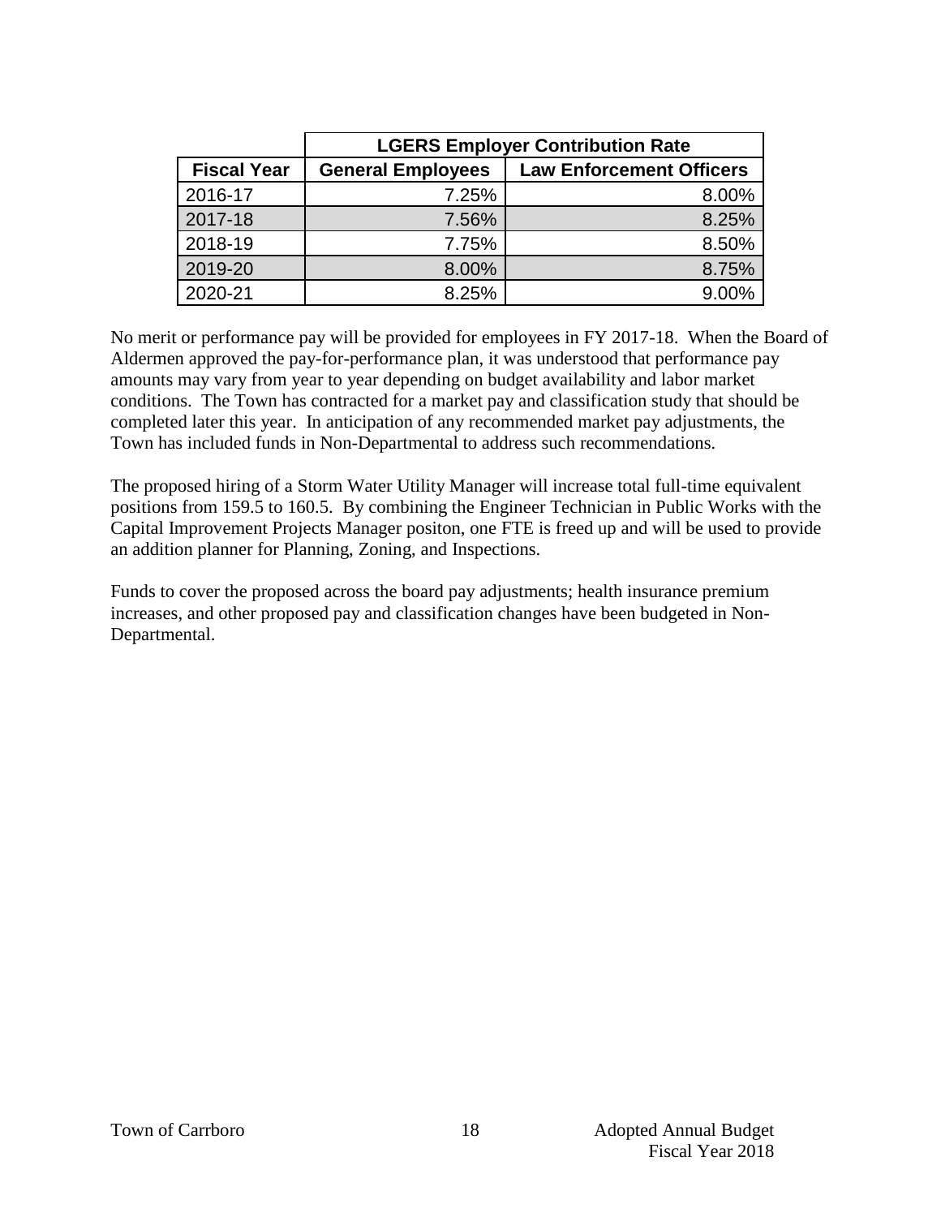| | LGERS Employer Contribution Rate | |
|---|---|---|
| **Fiscal Year** | **General Employees** | **Law Enforcement Officers** |
| 2016-17 | 7.25% | 8.00% |
| 2017-18 | 7.56% | 8.25% |
| 2018-19 | 7.75% | 8.50% |
| 2019-20 | 8.00% | 8.75% |
| 2020-21 | 8.25% | 9.00% |

No merit or performance pay will be provided for employees in FY 2017-18. When the Board of Aldermen approved the pay-for-performance plan, it was understood that performance pay amounts may vary from year to year depending on budget availability and labor market conditions. The Town has contracted for a market pay and classification study that should be completed later this year. In anticipation of any recommended market pay adjustments, the Town has included funds in Non-Departmental to address such recommendations.

The proposed hiring of a Storm Water Utility Manager will increase total full-time equivalent positions from 159.5 to 160.5. By combining the Engineer Technician in Public Works with the Capital Improvement Projects Manager positon, one FTE is freed up and will be used to provide an addition planner for Planning, Zoning, and Inspections.

Funds to cover the proposed across the board pay adjustments; health insurance premium increases, and other proposed pay and classification changes have been budgeted in Non-Departmental.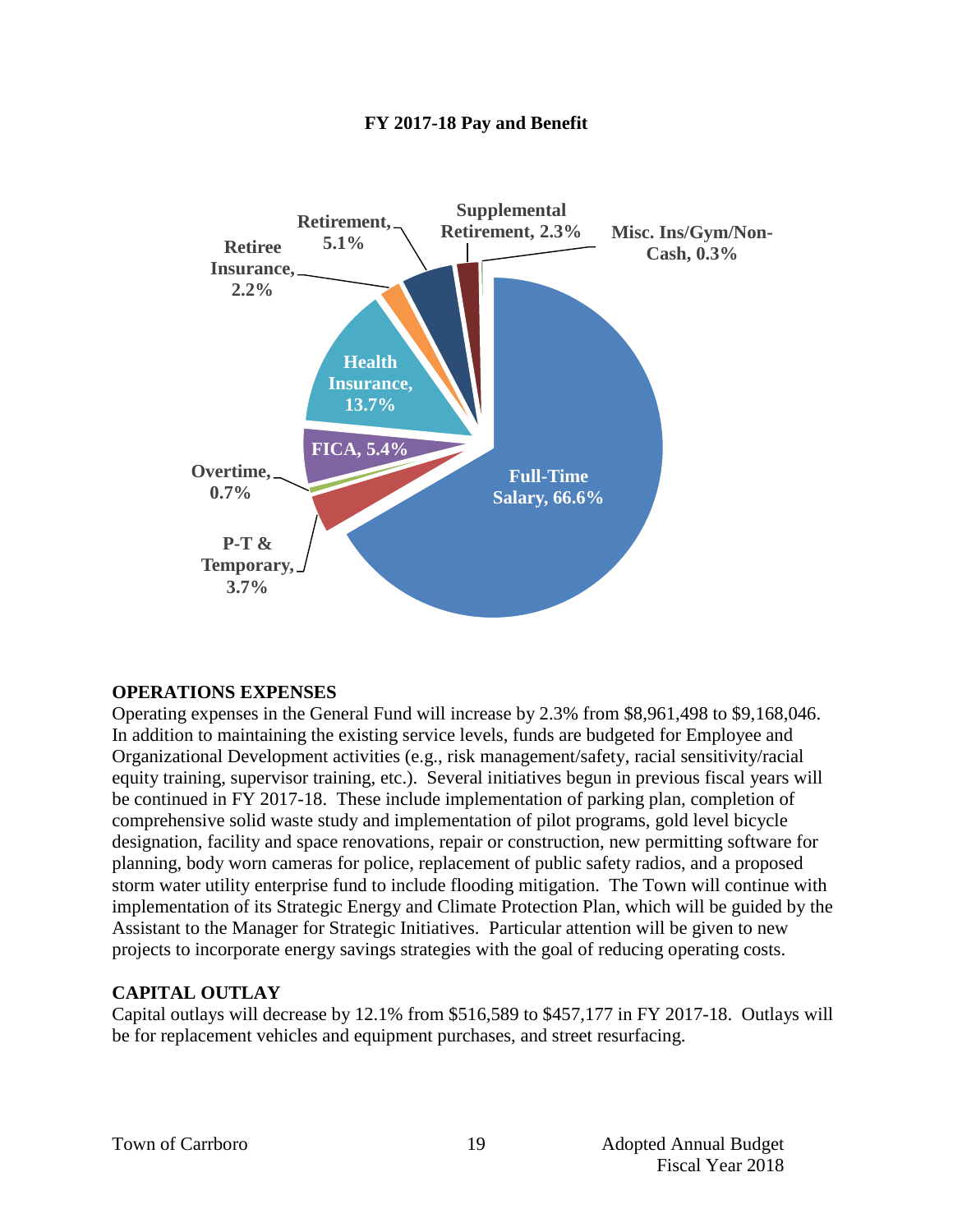**FY 2017-18 Pay and Benefit**

Full-Time Salary, 66.6%
P-T & Temporary, 3.7%
Overtime, 0.7%
FICA, 5.4%
Health Insurance, 13.7%
Retiree Insurance, 2.2%
Retirement, 5.1%
Supplemental Retirement, 2.3%
Misc. Ins/Gym/Non-Cash, 0.3%

## OPERATIONS EXPENSES

Operating expenses in the General Fund will increase by 2.3% from $8,961,498 to $9,168,046. In addition to maintaining the existing service levels, funds are budgeted for Employee and Organizational Development activities (e.g., risk management/safety, racial sensitivity/racial equity training, supervisor training, etc.). Several initiatives begun in previous fiscal years will be continued in FY 2017-18. These include implementation of parking plan, completion of comprehensive solid waste study and implementation of pilot programs, gold level bicycle designation, facility and space renovations, repair or construction, new permitting software for planning, body worn cameras for police, replacement of public safety radios, and a proposed storm water utility enterprise fund to include flooding mitigation. The Town will continue with implementation of its Strategic Energy and Climate Protection Plan, which will be guided by the Assistant to the Manager for Strategic Initiatives. Particular attention will be given to new projects to incorporate energy savings strategies with the goal of reducing operating costs.

## CAPITAL OUTLAY

Capital outlays will decrease by 12.1% from $516,589 to $457,177 in FY 2017-18. Outlays will be for replacement vehicles and equipment purchases, and street resurfacing.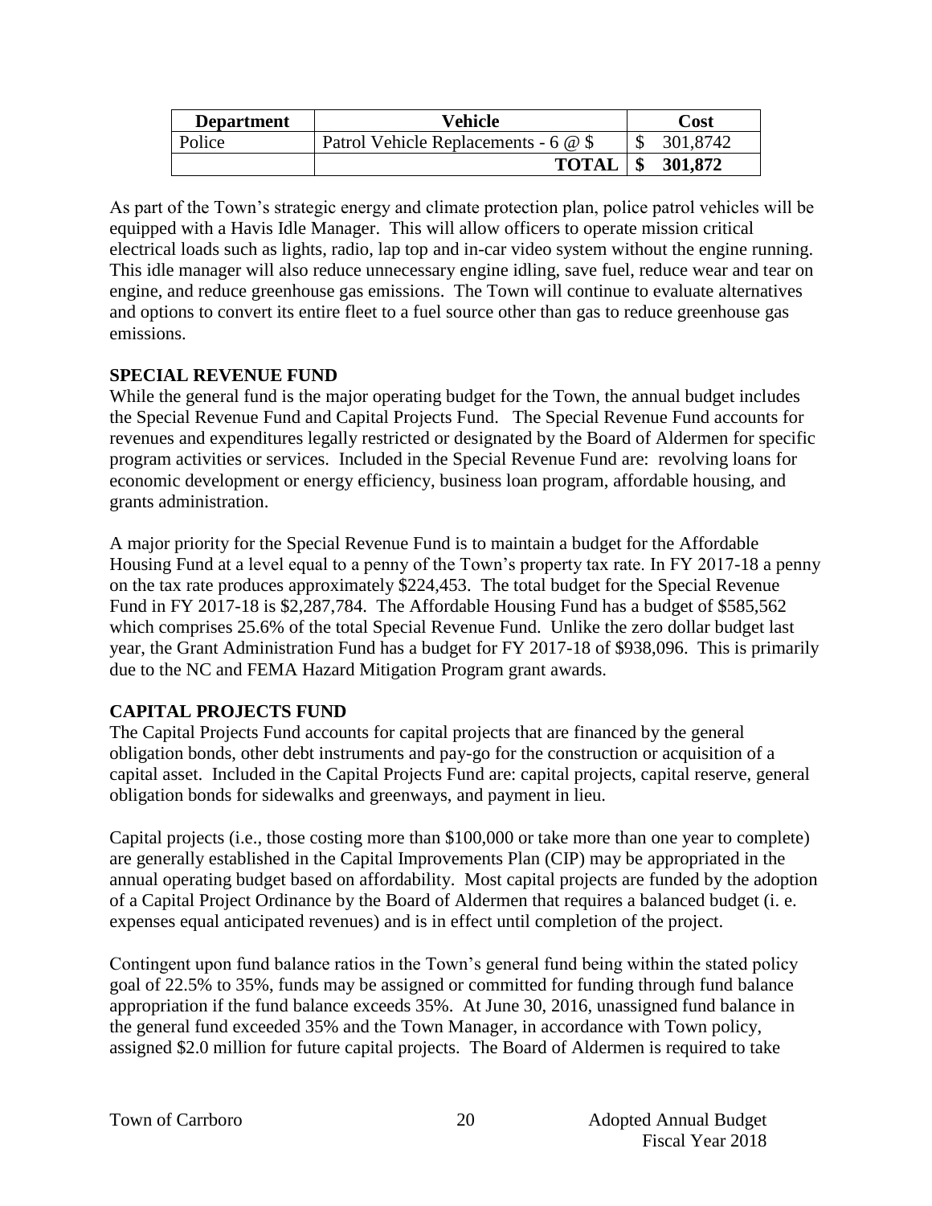| Department | Vehicle | Cost |
|---|---|---|
| Police | Patrol Vehicle Replacements - 6 @ $ | $ 301,8742 |
| | **TOTAL** | **$ 301,872** |

As part of the Town's strategic energy and climate protection plan, police patrol vehicles will be equipped with a Havis Idle Manager. This will allow officers to operate mission critical electrical loads such as lights, radio, lap top and in-car video system without the engine running. This idle manager will also reduce unnecessary engine idling, save fuel, reduce wear and tear on engine, and reduce greenhouse gas emissions. The Town will continue to evaluate alternatives and options to convert its entire fleet to a fuel source other than gas to reduce greenhouse gas emissions.

## SPECIAL REVENUE FUND

While the general fund is the major operating budget for the Town, the annual budget includes the Special Revenue Fund and Capital Projects Fund. The Special Revenue Fund accounts for revenues and expenditures legally restricted or designated by the Board of Aldermen for specific program activities or services. Included in the Special Revenue Fund are: revolving loans for economic development or energy efficiency, business loan program, affordable housing, and grants administration.

A major priority for the Special Revenue Fund is to maintain a budget for the Affordable Housing Fund at a level equal to a penny of the Town's property tax rate. In FY 2017-18 a penny on the tax rate produces approximately $224,453. The total budget for the Special Revenue Fund in FY 2017-18 is $2,287,784. The Affordable Housing Fund has a budget of $585,562 which comprises 25.6% of the total Special Revenue Fund. Unlike the zero dollar budget last year, the Grant Administration Fund has a budget for FY 2017-18 of $938,096. This is primarily due to the NC and FEMA Hazard Mitigation Program grant awards.

## CAPITAL PROJECTS FUND

The Capital Projects Fund accounts for capital projects that are financed by the general obligation bonds, other debt instruments and pay-go for the construction or acquisition of a capital asset. Included in the Capital Projects Fund are: capital projects, capital reserve, general obligation bonds for sidewalks and greenways, and payment in lieu.

Capital projects (i.e., those costing more than $100,000 or take more than one year to complete) are generally established in the Capital Improvements Plan (CIP) may be appropriated in the annual operating budget based on affordability. Most capital projects are funded by the adoption of a Capital Project Ordinance by the Board of Aldermen that requires a balanced budget (i. e. expenses equal anticipated revenues) and is in effect until completion of the project.

Contingent upon fund balance ratios in the Town's general fund being within the stated policy goal of 22.5% to 35%, funds may be assigned or committed for funding through fund balance appropriation if the fund balance exceeds 35%. At June 30, 2016, unassigned fund balance in the general fund exceeded 35% and the Town Manager, in accordance with Town policy, assigned $2.0 million for future capital projects. The Board of Aldermen is required to take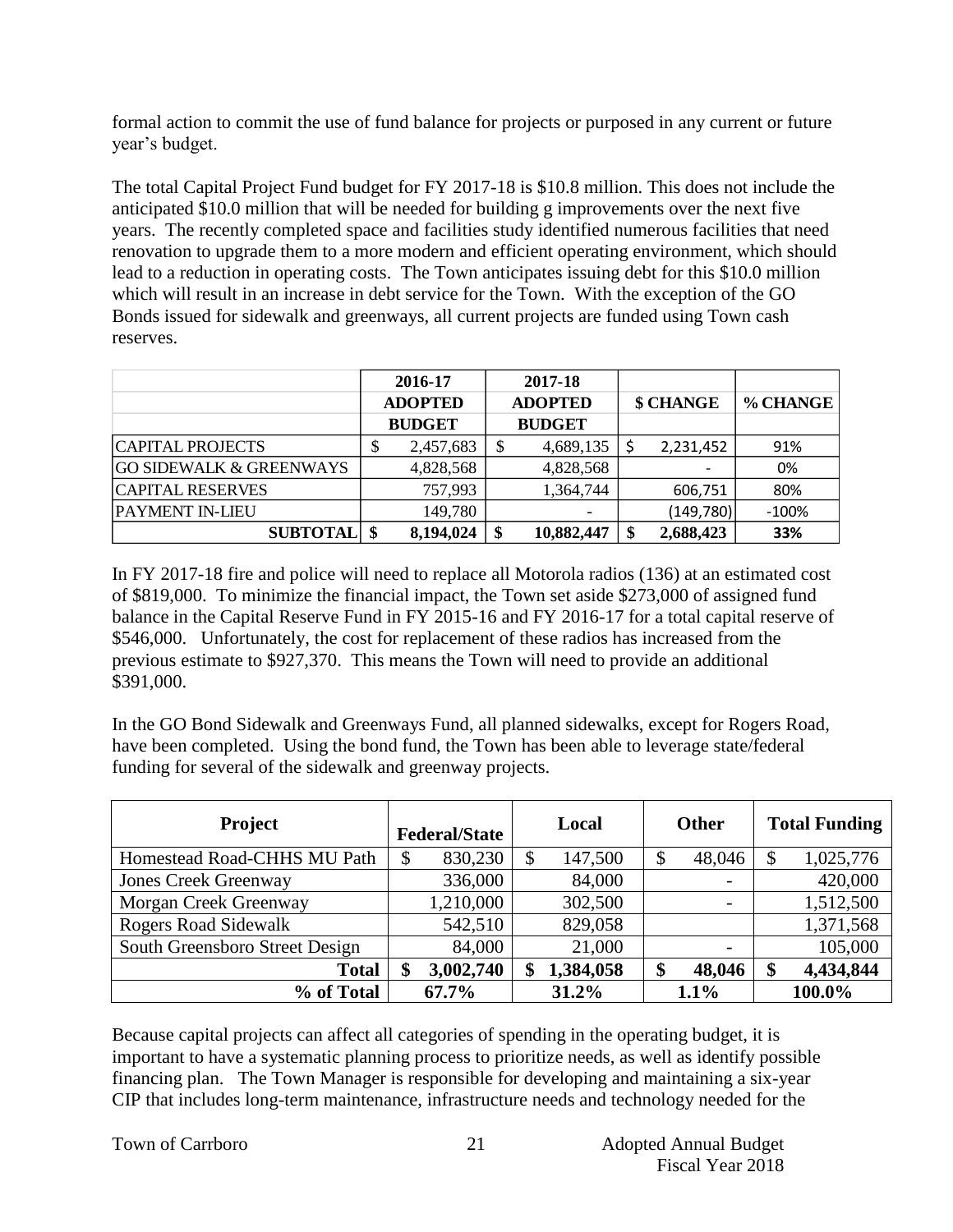formal action to commit the use of fund balance for projects or purposed in any current or future year's budget.

The total Capital Project Fund budget for FY 2017-18 is $10.8 million. This does not include the anticipated $10.0 million that will be needed for building g improvements over the next five years. The recently completed space and facilities study identified numerous facilities that need renovation to upgrade them to a more modern and efficient operating environment, which should lead to a reduction in operating costs. The Town anticipates issuing debt for this $10.0 million which will result in an increase in debt service for the Town. With the exception of the GO Bonds issued for sidewalk and greenways, all current projects are funded using Town cash reserves.

| | 2016-17 ADOPTED BUDGET | 2017-18 ADOPTED BUDGET | $ CHANGE | % CHANGE |
|---|---|---|---|---|
| CAPITAL PROJECTS | $ 2,457,683 | $ 4,689,135 | $ 2,231,452 | 91% |
| GO SIDEWALK & GREENWAYS | 4,828,568 | 4,828,568 | - | 0% |
| CAPITAL RESERVES | 757,993 | 1,364,744 | 606,751 | 80% |
| PAYMENT IN-LIEU | 149,780 | - | (149,780) | -100% |
| **SUBTOTAL** | **$ 8,194,024** | **$ 10,882,447** | **$ 2,688,423** | **33%** |

In FY 2017-18 fire and police will need to replace all Motorola radios (136) at an estimated cost of $819,000. To minimize the financial impact, the Town set aside $273,000 of assigned fund balance in the Capital Reserve Fund in FY 2015-16 and FY 2016-17 for a total capital reserve of $546,000. Unfortunately, the cost for replacement of these radios has increased from the previous estimate to $927,370. This means the Town will need to provide an additional $391,000.

In the GO Bond Sidewalk and Greenways Fund, all planned sidewalks, except for Rogers Road, have been completed. Using the bond fund, the Town has been able to leverage state/federal funding for several of the sidewalk and greenway projects.

| Project | Federal/State | Local | Other | Total Funding |
|---|---|---|---|---|
| Homestead Road-CHHS MU Path | $ 830,230 | $ 147,500 | $ 48,046 | $ 1,025,776 |
| Jones Creek Greenway | 336,000 | 84,000 | - | 420,000 |
| Morgan Creek Greenway | 1,210,000 | 302,500 | - | 1,512,500 |
| Rogers Road Sidewalk | 542,510 | 829,058 | | 1,371,568 |
| South Greensboro Street Design | 84,000 | 21,000 | - | 105,000 |
| **Total** | **$ 3,002,740** | **$ 1,384,058** | **$ 48,046** | **$ 4,434,844** |
| **% of Total** | **67.7%** | **31.2%** | **1.1%** | **100.0%** |

Because capital projects can affect all categories of spending in the operating budget, it is important to have a systematic planning process to prioritize needs, as well as identify possible financing plan. The Town Manager is responsible for developing and maintaining a six-year CIP that includes long-term maintenance, infrastructure needs and technology needed for the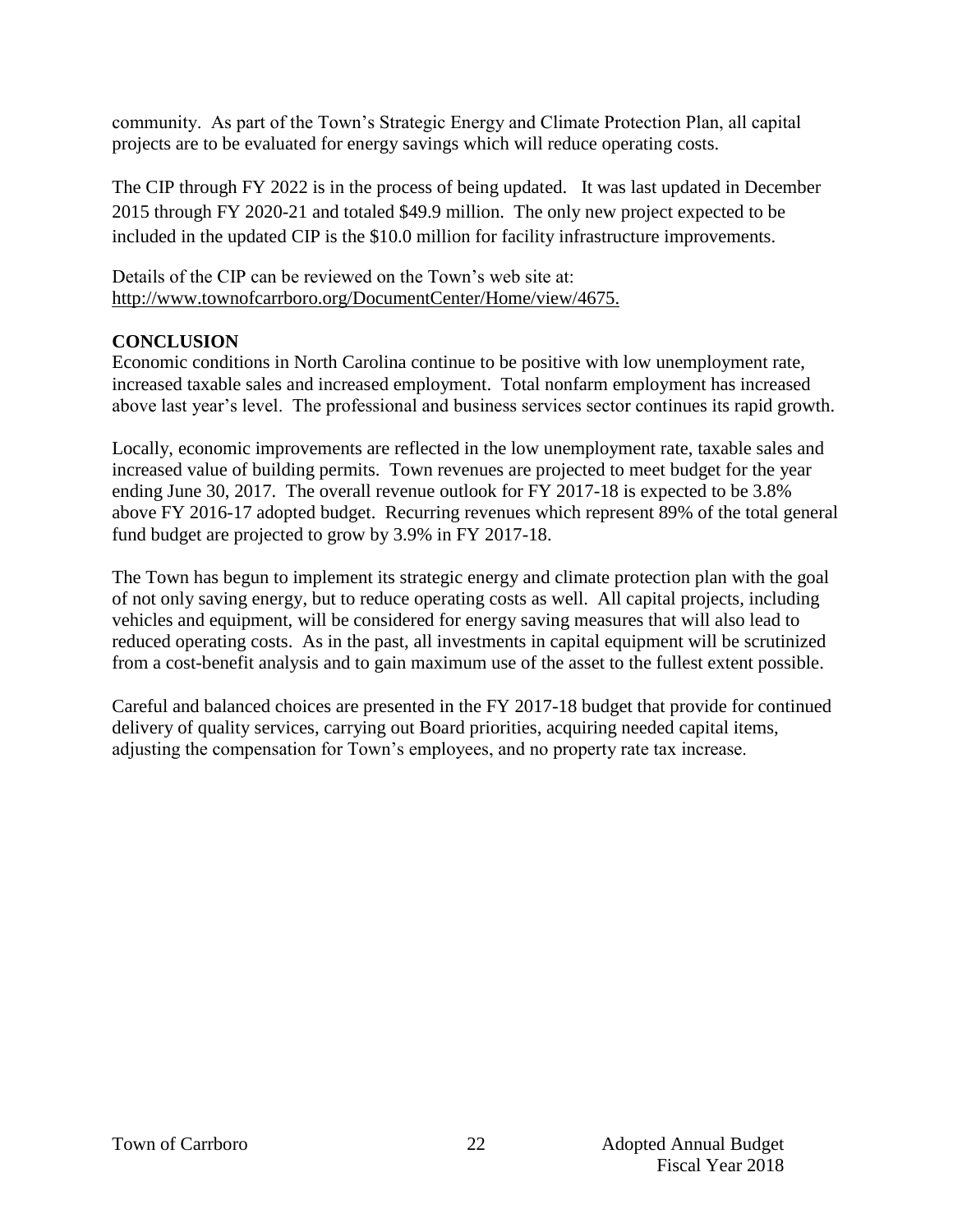community. As part of the Town's Strategic Energy and Climate Protection Plan, all capital projects are to be evaluated for energy savings which will reduce operating costs.

The CIP through FY 2022 is in the process of being updated. It was last updated in December 2015 through FY 2020-21 and totaled $49.9 million. The only new project expected to be included in the updated CIP is the $10.0 million for facility infrastructure improvements.

Details of the CIP can be reviewed on the Town's web site at: http://www.townofcarrboro.org/DocumentCenter/Home/view/4675.

## CONCLUSION

Economic conditions in North Carolina continue to be positive with low unemployment rate, increased taxable sales and increased employment. Total nonfarm employment has increased above last year's level. The professional and business services sector continues its rapid growth.

Locally, economic improvements are reflected in the low unemployment rate, taxable sales and increased value of building permits. Town revenues are projected to meet budget for the year ending June 30, 2017. The overall revenue outlook for FY 2017-18 is expected to be 3.8% above FY 2016-17 adopted budget. Recurring revenues which represent 89% of the total general fund budget are projected to grow by 3.9% in FY 2017-18.

The Town has begun to implement its strategic energy and climate protection plan with the goal of not only saving energy, but to reduce operating costs as well. All capital projects, including vehicles and equipment, will be considered for energy saving measures that will also lead to reduced operating costs. As in the past, all investments in capital equipment will be scrutinized from a cost-benefit analysis and to gain maximum use of the asset to the fullest extent possible.

Careful and balanced choices are presented in the FY 2017-18 budget that provide for continued delivery of quality services, carrying out Board priorities, acquiring needed capital items, adjusting the compensation for Town's employees, and no property rate tax increase.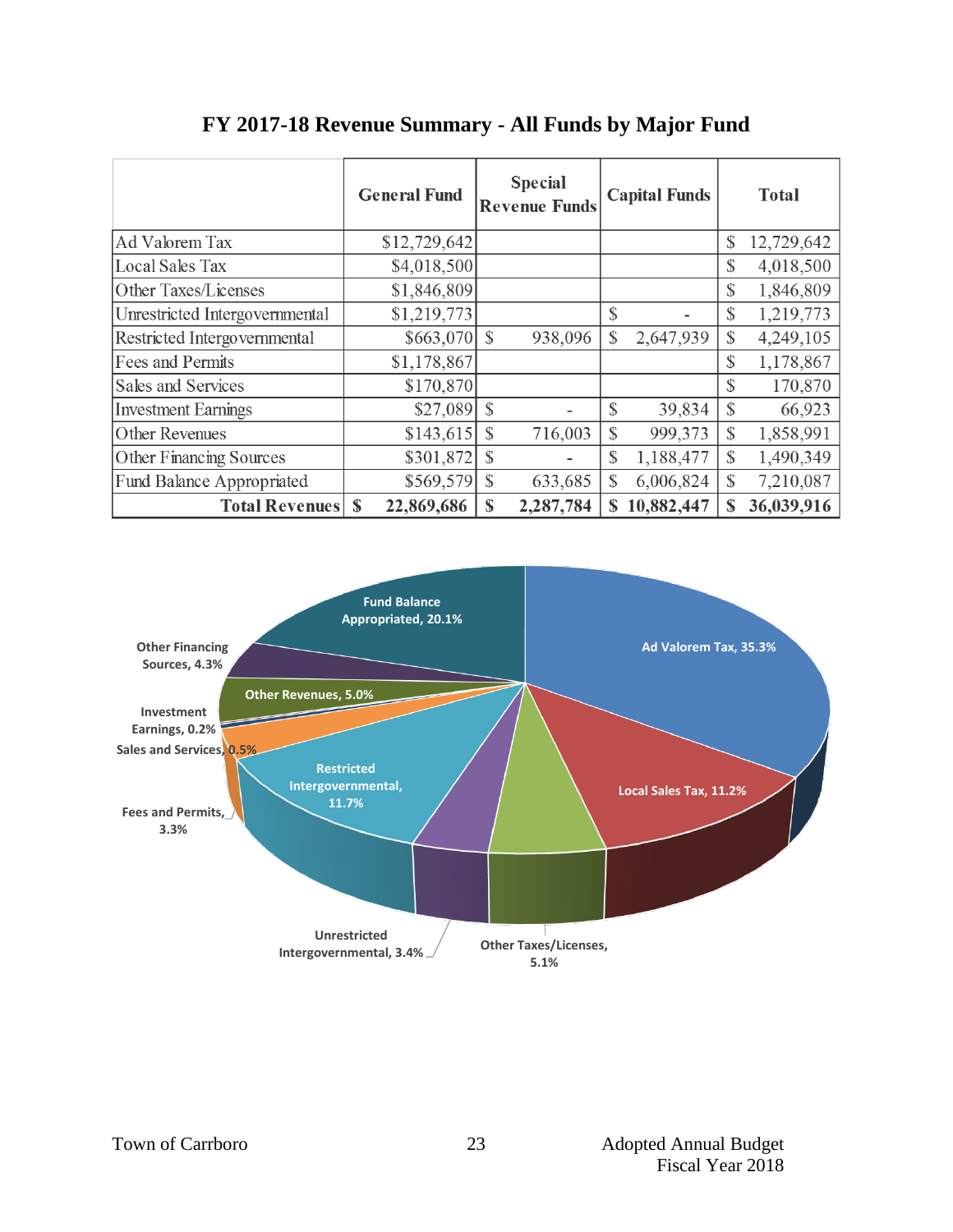# FY 2017-18 Revenue Summary - All Funds by Major Fund

| | General Fund | Special Revenue Funds | Capital Funds | Total |
|---|---|---|---|---|
| Ad Valorem Tax | $12,729,642 | | | $ 12,729,642 |
| Local Sales Tax | $4,018,500 | | | $ 4,018,500 |
| Other Taxes/Licenses | $1,846,809 | | | $ 1,846,809 |
| Unrestricted Intergovernmental | $1,219,773 | | $ - | $ 1,219,773 |
| Restricted Intergovernmental | $663,070 | $ 938,096 | $ 2,647,939 | $ 4,249,105 |
| Fees and Permits | $1,178,867 | | | $ 1,178,867 |
| Sales and Services | $170,870 | | | $ 170,870 |
| Investment Earnings | $27,089 | $ - | $ 39,834 | $ 66,923 |
| Other Revenues | $143,615 | $ 716,003 | $ 999,373 | $ 1,858,991 |
| Other Financing Sources | $301,872 | $ - | $ 1,188,477 | $ 1,490,349 |
| Fund Balance Appropriated | $569,579 | $ 633,685 | $ 6,006,824 | $ 7,210,087 |
| **Total Revenues** | **$ 22,869,686** | **$ 2,287,784** | **$ 10,882,447** | **$ 36,039,916** |

Fund Balance Appropriated, 20.1%
Ad Valorem Tax, 35.3%
Local Sales Tax, 11.2%
Other Taxes/Licenses, 5.1%
Unrestricted Intergovernmental, 3.4%
Restricted Intergovernmental, 11.7%
Fees and Permits, 3.3%
Sales and Services, 0.5%
Investment Earnings, 0.2%
Other Revenues, 5.0%
Other Financing Sources, 4.3%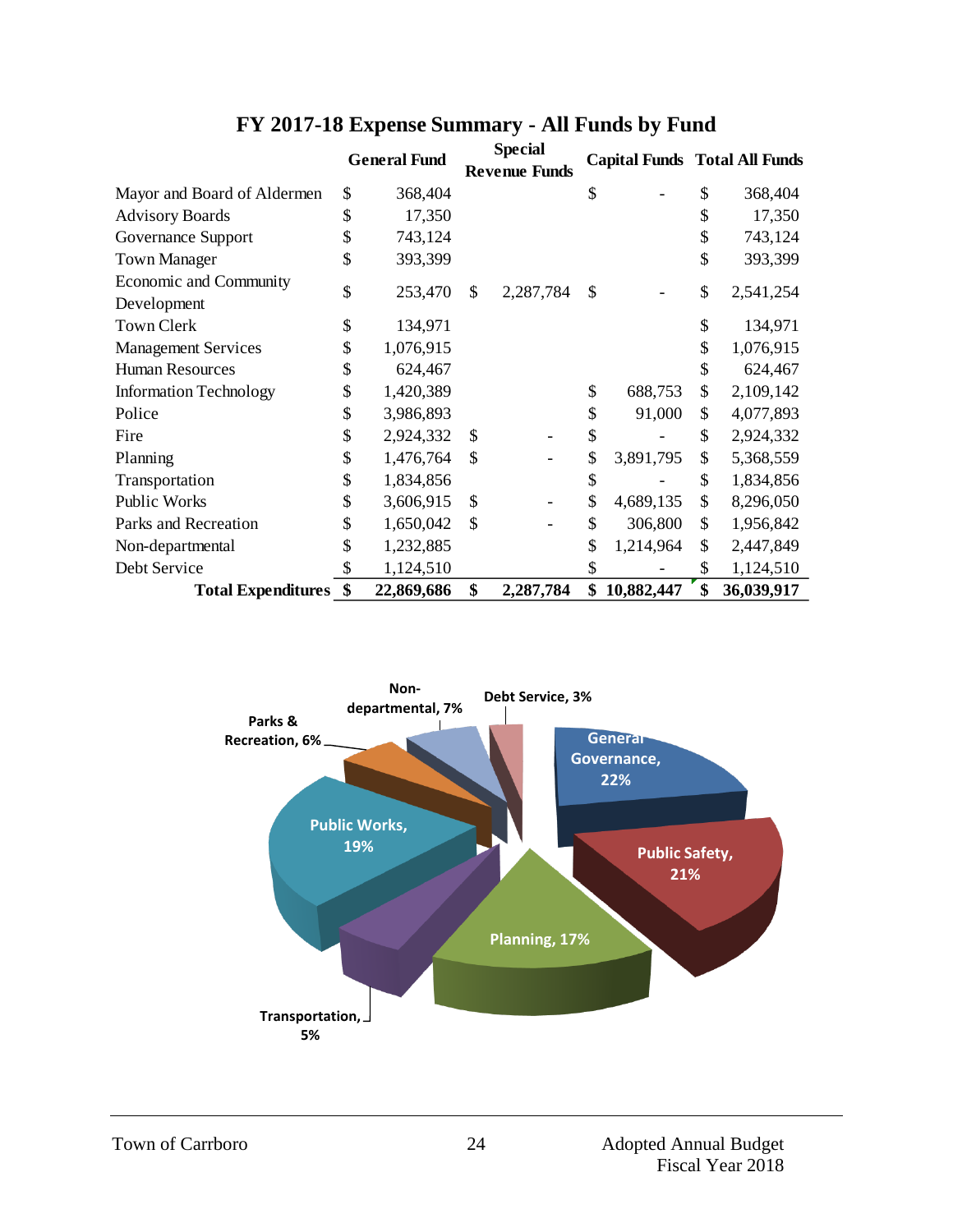# FY 2017-18 Expense Summary - All Funds by Fund

| | General Fund | Special Revenue Funds | Capital Funds | Total All Funds |
|---|---|---|---|---|
| Mayor and Board of Aldermen | $ 368,404 | | $ - | $ 368,404 |
| Advisory Boards | $ 17,350 | | | $ 17,350 |
| Governance Support | $ 743,124 | | | $ 743,124 |
| Town Manager | $ 393,399 | | | $ 393,399 |
| Economic and Community Development | $ 253,470 | $ 2,287,784 | $ - | $ 2,541,254 |
| Town Clerk | $ 134,971 | | | $ 134,971 |
| Management Services | $ 1,076,915 | | | $ 1,076,915 |
| Human Resources | $ 624,467 | | | $ 624,467 |
| Information Technology | $ 1,420,389 | | $ 688,753 | $ 2,109,142 |
| Police | $ 3,986,893 | | $ 91,000 | $ 4,077,893 |
| Fire | $ 2,924,332 | $ - | $ - | $ 2,924,332 |
| Planning | $ 1,476,764 | $ - | $ 3,891,795 | $ 5,368,559 |
| Transportation | $ 1,834,856 | | $ - | $ 1,834,856 |
| Public Works | $ 3,606,915 | $ - | $ 4,689,135 | $ 8,296,050 |
| Parks and Recreation | $ 1,650,042 | $ - | $ 306,800 | $ 1,956,842 |
| Non-departmental | $ 1,232,885 | | $ 1,214,964 | $ 2,447,849 |
| Debt Service | $ 1,124,510 | | $ - | $ 1,124,510 |
| **Total Expenditures** | **$ 22,869,686** | **$ 2,287,784** | **$ 10,882,447** | **$ 36,039,917** |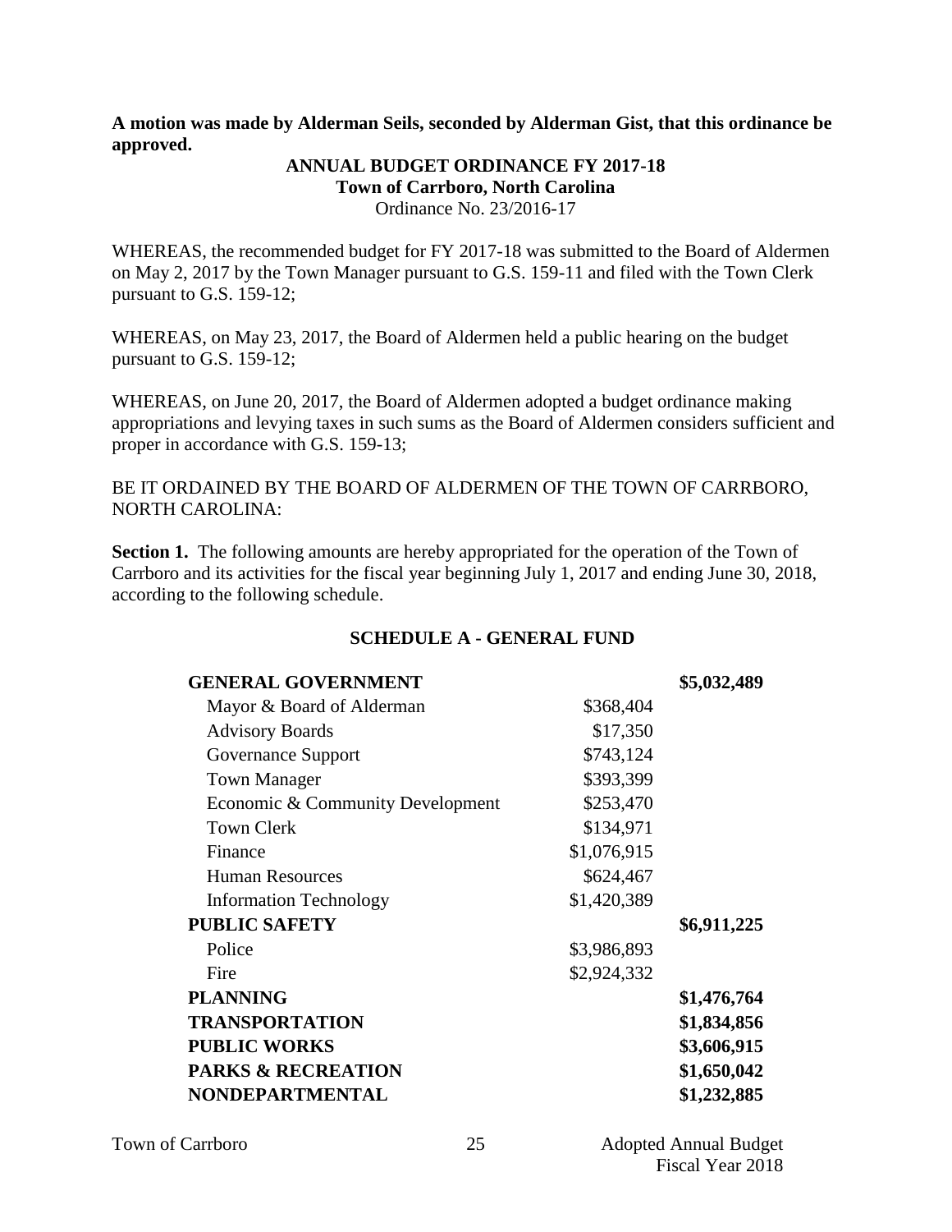**A motion was made by Alderman Seils, seconded by Alderman Gist, that this ordinance be approved.**

**ANNUAL BUDGET ORDINANCE FY 2017-18**
**Town of Carrboro, North Carolina**
Ordinance No. 23/2016-17

WHEREAS, the recommended budget for FY 2017-18 was submitted to the Board of Aldermen on May 2, 2017 by the Town Manager pursuant to G.S. 159-11 and filed with the Town Clerk pursuant to G.S. 159-12;

WHEREAS, on May 23, 2017, the Board of Aldermen held a public hearing on the budget pursuant to G.S. 159-12;

WHEREAS, on June 20, 2017, the Board of Aldermen adopted a budget ordinance making appropriations and levying taxes in such sums as the Board of Aldermen considers sufficient and proper in accordance with G.S. 159-13;

BE IT ORDAINED BY THE BOARD OF ALDERMEN OF THE TOWN OF CARRBORO, NORTH CAROLINA:

**Section 1.** The following amounts are hereby appropriated for the operation of the Town of Carrboro and its activities for the fiscal year beginning July 1, 2017 and ending June 30, 2018, according to the following schedule.

**SCHEDULE A - GENERAL FUND**

| | | |
|---|---|---|
| **GENERAL GOVERNMENT** | | **$5,032,489** |
| Mayor & Board of Alderman | $368,404 | |
| Advisory Boards | $17,350 | |
| Governance Support | $743,124 | |
| Town Manager | $393,399 | |
| Economic & Community Development | $253,470 | |
| Town Clerk | $134,971 | |
| Finance | $1,076,915 | |
| Human Resources | $624,467 | |
| Information Technology | $1,420,389 | |
| **PUBLIC SAFETY** | | **$6,911,225** |
| Police | $3,986,893 | |
| Fire | $2,924,332 | |
| **PLANNING** | | **$1,476,764** |
| **TRANSPORTATION** | | **$1,834,856** |
| **PUBLIC WORKS** | | **$3,606,915** |
| **PARKS & RECREATION** | | **$1,650,042** |
| **NONDEPARTMENTAL** | | **$1,232,885** |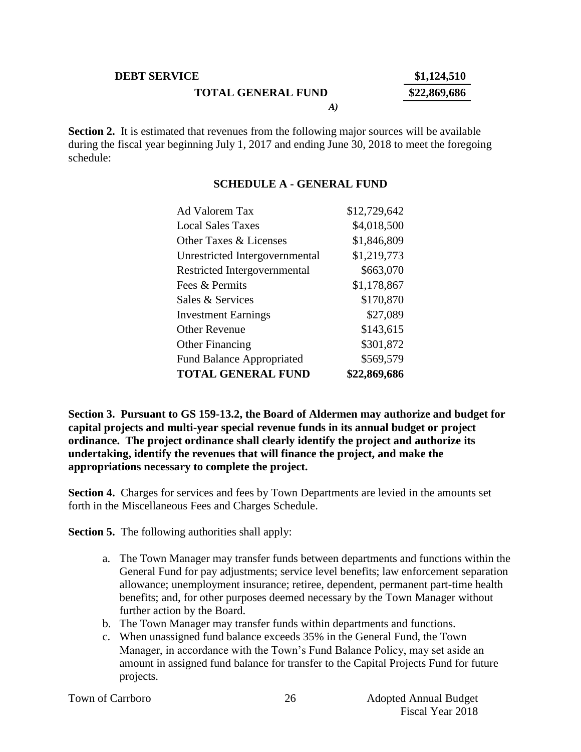| | |
|---|---|
| **DEBT SERVICE** | **\$1,124,510** |
| **TOTAL GENERAL FUND** | **\$22,869,686** |

***A)***

**Section 2.** It is estimated that revenues from the following major sources will be available during the fiscal year beginning July 1, 2017 and ending June 30, 2018 to meet the foregoing schedule:

**SCHEDULE A - GENERAL FUND**

| | |
|---|---|
| Ad Valorem Tax | \$12,729,642 |
| Local Sales Taxes | \$4,018,500 |
| Other Taxes & Licenses | \$1,846,809 |
| Unrestricted Intergovernmental | \$1,219,773 |
| Restricted Intergovernmental | \$663,070 |
| Fees & Permits | \$1,178,867 |
| Sales & Services | \$170,870 |
| Investment Earnings | \$27,089 |
| Other Revenue | \$143,615 |
| Other Financing | \$301,872 |
| Fund Balance Appropriated | \$569,579 |
| **TOTAL GENERAL FUND** | **\$22,869,686** |

**Section 3. Pursuant to GS 159-13.2, the Board of Aldermen may authorize and budget for capital projects and multi-year special revenue funds in its annual budget or project ordinance. The project ordinance shall clearly identify the project and authorize its undertaking, identify the revenues that will finance the project, and make the appropriations necessary to complete the project.**

**Section 4.** Charges for services and fees by Town Departments are levied in the amounts set forth in the Miscellaneous Fees and Charges Schedule.

**Section 5.** The following authorities shall apply:

a. The Town Manager may transfer funds between departments and functions within the General Fund for pay adjustments; service level benefits; law enforcement separation allowance; unemployment insurance; retiree, dependent, permanent part-time health benefits; and, for other purposes deemed necessary by the Town Manager without further action by the Board.
b. The Town Manager may transfer funds within departments and functions.
c. When unassigned fund balance exceeds 35% in the General Fund, the Town Manager, in accordance with the Town's Fund Balance Policy, may set aside an amount in assigned fund balance for transfer to the Capital Projects Fund for future projects.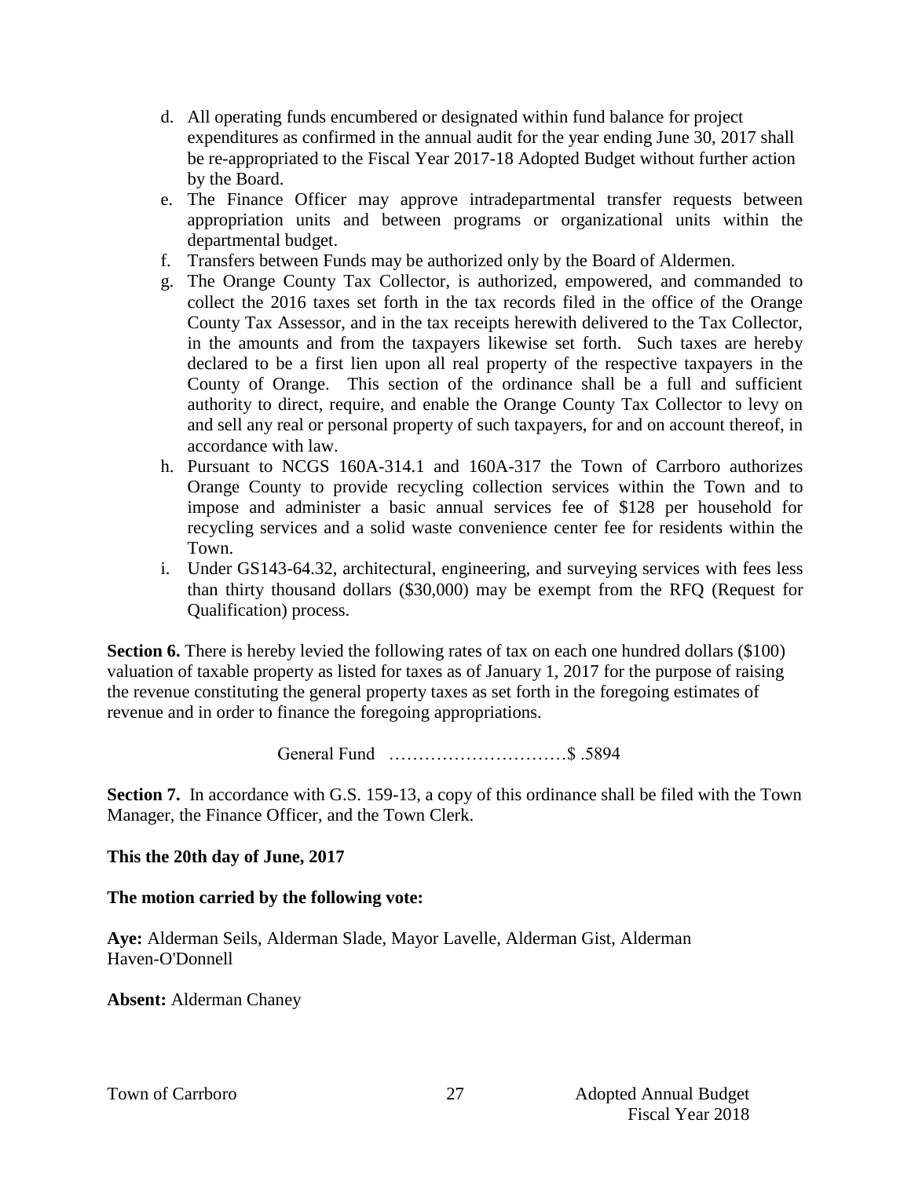d. All operating funds encumbered or designated within fund balance for project expenditures as confirmed in the annual audit for the year ending June 30, 2017 shall be re-appropriated to the Fiscal Year 2017-18 Adopted Budget without further action by the Board.
e. The Finance Officer may approve intradepartmental transfer requests between appropriation units and between programs or organizational units within the departmental budget.
f. Transfers between Funds may be authorized only by the Board of Aldermen.
g. The Orange County Tax Collector, is authorized, empowered, and commanded to collect the 2016 taxes set forth in the tax records filed in the office of the Orange County Tax Assessor, and in the tax receipts herewith delivered to the Tax Collector, in the amounts and from the taxpayers likewise set forth. Such taxes are hereby declared to be a first lien upon all real property of the respective taxpayers in the County of Orange. This section of the ordinance shall be a full and sufficient authority to direct, require, and enable the Orange County Tax Collector to levy on and sell any real or personal property of such taxpayers, for and on account thereof, in accordance with law.
h. Pursuant to NCGS 160A-314.1 and 160A-317 the Town of Carrboro authorizes Orange County to provide recycling collection services within the Town and to impose and administer a basic annual services fee of $128 per household for recycling services and a solid waste convenience center fee for residents within the Town.
i. Under GS143-64.32, architectural, engineering, and surveying services with fees less than thirty thousand dollars ($30,000) may be exempt from the RFQ (Request for Qualification) process.

**Section 6.** There is hereby levied the following rates of tax on each one hundred dollars ($100) valuation of taxable property as listed for taxes as of January 1, 2017 for the purpose of raising the revenue constituting the general property taxes as set forth in the foregoing estimates of revenue and in order to finance the foregoing appropriations.

General Fund …………………………$ .5894

**Section 7.** In accordance with G.S. 159-13, a copy of this ordinance shall be filed with the Town Manager, the Finance Officer, and the Town Clerk.

**This the 20th day of June, 2017**

**The motion carried by the following vote:**

**Aye:** Alderman Seils, Alderman Slade, Mayor Lavelle, Alderman Gist, Alderman Haven-O'Donnell

**Absent:** Alderman Chaney